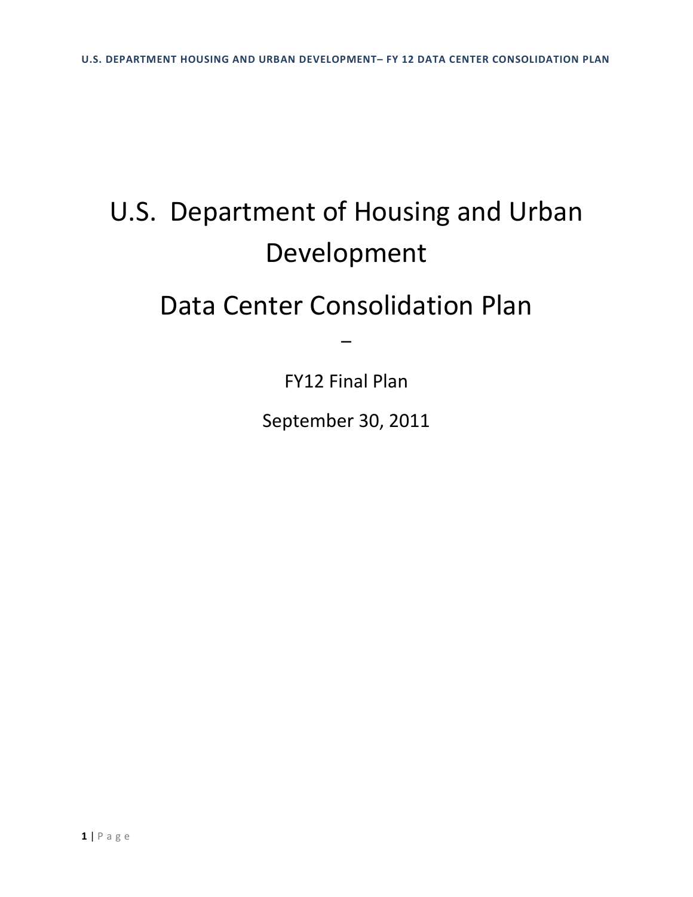# U.S. Department of Housing and Urban Development

# Data Center Consolidation Plan

–

FY12 Final Plan

September 30, 2011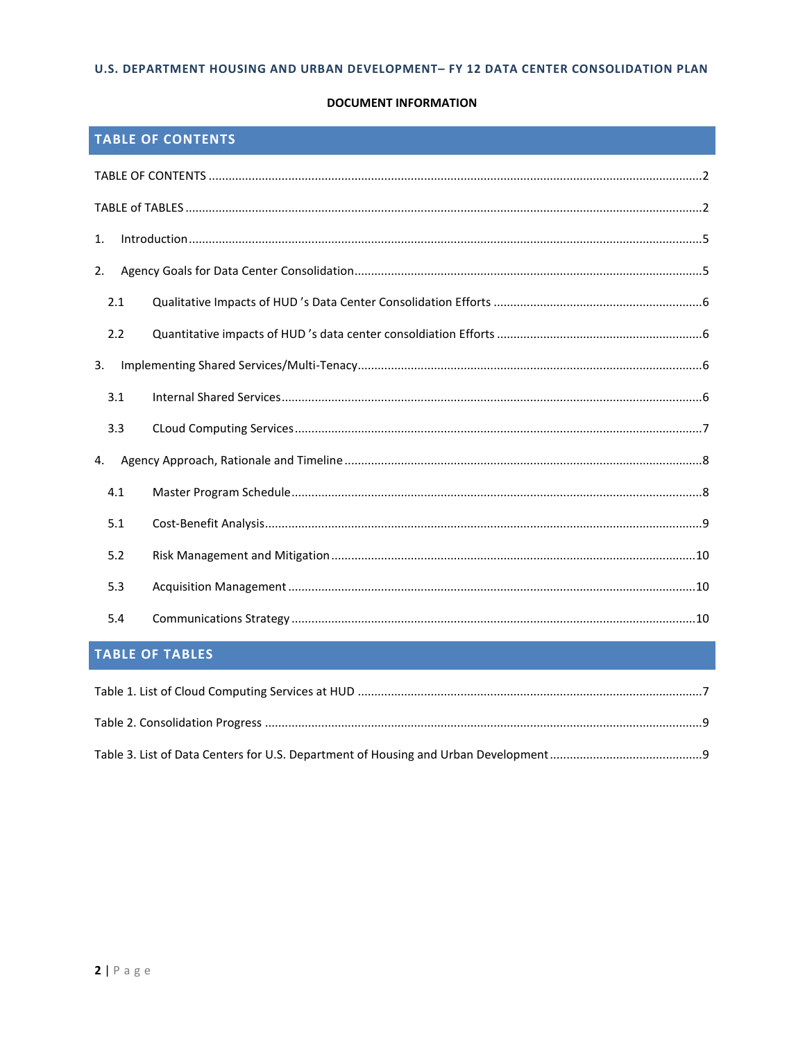**DOCUMENT INFORMATION**

## TABLE OF CONTENTS

TABLE OF CONTENTS ........................................................................................................................................2

TABLE of TABLES ...........................................................................................................................................2

1. Introduction ...............................................................................................................................................5

2. Agency Goals for Data Center Consolidation ............................................................................................5

   2.1 Qualitative Impacts of HUD 's Data Center Consolidation Efforts .......................................................6

   2.2 Quantitative impacts of HUD 's data center consoldiation Efforts .......................................................6

3. Implementing Shared Services/Multi-Tenacy ...........................................................................................6

   3.1 Internal Shared Services .......................................................................................................................6

   3.3 CLoud Computing Services ...................................................................................................................7

4. Agency Approach, Rationale and Timeline ................................................................................................8

   4.1 Master Program Schedule ....................................................................................................................8

   5.1 Cost-Benefit Analysis ............................................................................................................................9

   5.2 Risk Management and Mitigation .......................................................................................................10

   5.3 Acquisition Management ....................................................................................................................10

   5.4 Communications Strategy ..................................................................................................................10

## TABLE OF TABLES

Table 1. List of Cloud Computing Services at HUD ........................................................................................7

Table 2. Consolidation Progress ....................................................................................................................9

Table 3. List of Data Centers for U.S. Department of Housing and Urban Development ..............................9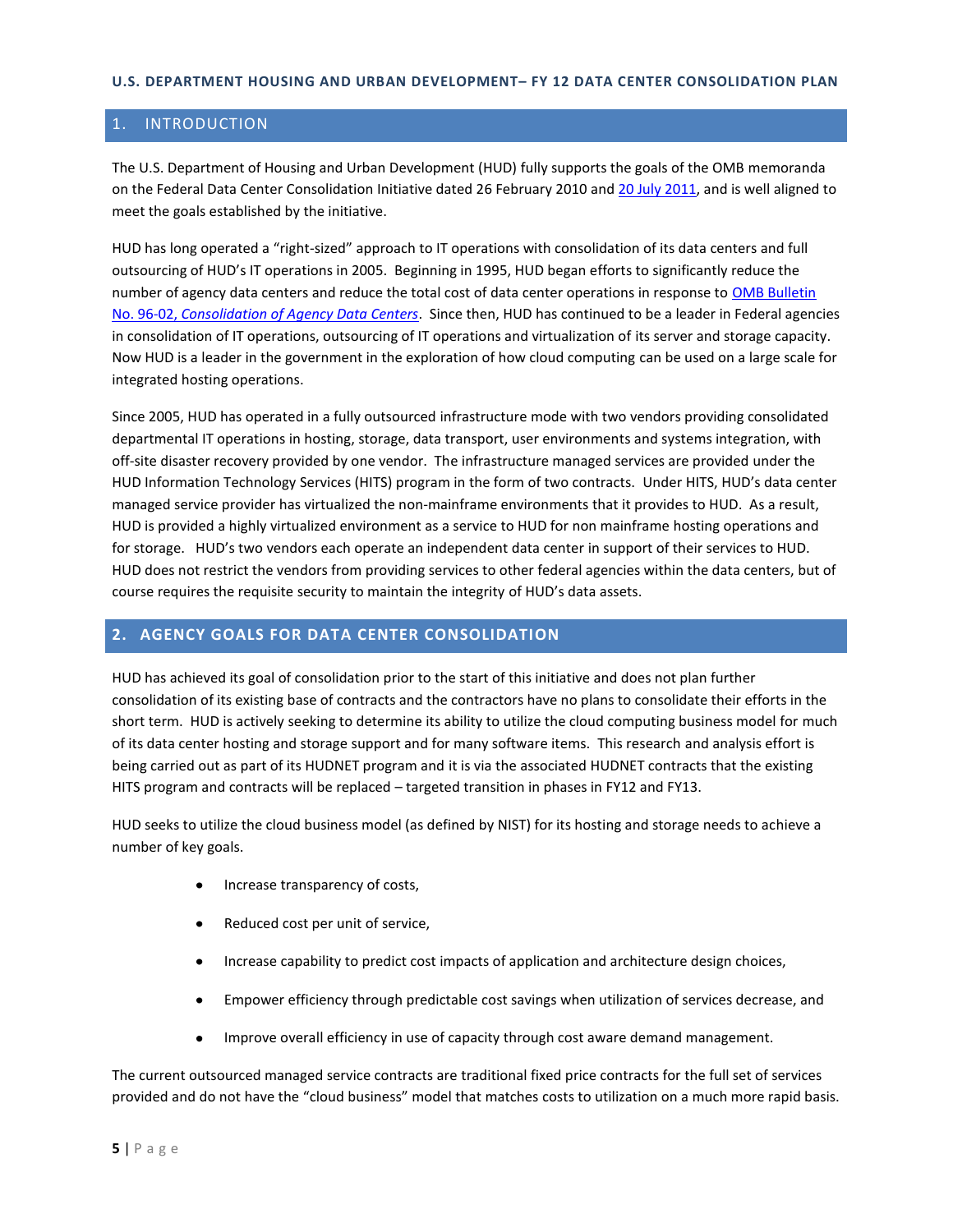U.S. DEPARTMENT HOUSING AND URBAN DEVELOPMENT– FY 12 DATA CENTER CONSOLIDATION PLAN

## 1. INTRODUCTION

The U.S. Department of Housing and Urban Development (HUD) fully supports the goals of the OMB memoranda on the Federal Data Center Consolidation Initiative dated 26 February 2010 and [20 July 2011](), and is well aligned to meet the goals established by the initiative.

HUD has long operated a "right-sized" approach to IT operations with consolidation of its data centers and full outsourcing of HUD's IT operations in 2005. Beginning in 1995, HUD began efforts to significantly reduce the number of agency data centers and reduce the total cost of data center operations in response to [OMB Bulletin No. 96-02, *Consolidation of Agency Data Centers*](). Since then, HUD has continued to be a leader in Federal agencies in consolidation of IT operations, outsourcing of IT operations and virtualization of its server and storage capacity. Now HUD is a leader in the government in the exploration of how cloud computing can be used on a large scale for integrated hosting operations.

Since 2005, HUD has operated in a fully outsourced infrastructure mode with two vendors providing consolidated departmental IT operations in hosting, storage, data transport, user environments and systems integration, with off-site disaster recovery provided by one vendor. The infrastructure managed services are provided under the HUD Information Technology Services (HITS) program in the form of two contracts. Under HITS, HUD's data center managed service provider has virtualized the non-mainframe environments that it provides to HUD. As a result, HUD is provided a highly virtualized environment as a service to HUD for non mainframe hosting operations and for storage. HUD's two vendors each operate an independent data center in support of their services to HUD. HUD does not restrict the vendors from providing services to other federal agencies within the data centers, but of course requires the requisite security to maintain the integrity of HUD's data assets.

## 2. AGENCY GOALS FOR DATA CENTER CONSOLIDATION

HUD has achieved its goal of consolidation prior to the start of this initiative and does not plan further consolidation of its existing base of contracts and the contractors have no plans to consolidate their efforts in the short term. HUD is actively seeking to determine its ability to utilize the cloud computing business model for much of its data center hosting and storage support and for many software items. This research and analysis effort is being carried out as part of its HUDNET program and it is via the associated HUDNET contracts that the existing HITS program and contracts will be replaced – targeted transition in phases in FY12 and FY13.

HUD seeks to utilize the cloud business model (as defined by NIST) for its hosting and storage needs to achieve a number of key goals.

- Increase transparency of costs,
- Reduced cost per unit of service,
- Increase capability to predict cost impacts of application and architecture design choices,
- Empower efficiency through predictable cost savings when utilization of services decrease, and
- Improve overall efficiency in use of capacity through cost aware demand management.

The current outsourced managed service contracts are traditional fixed price contracts for the full set of services provided and do not have the "cloud business" model that matches costs to utilization on a much more rapid basis.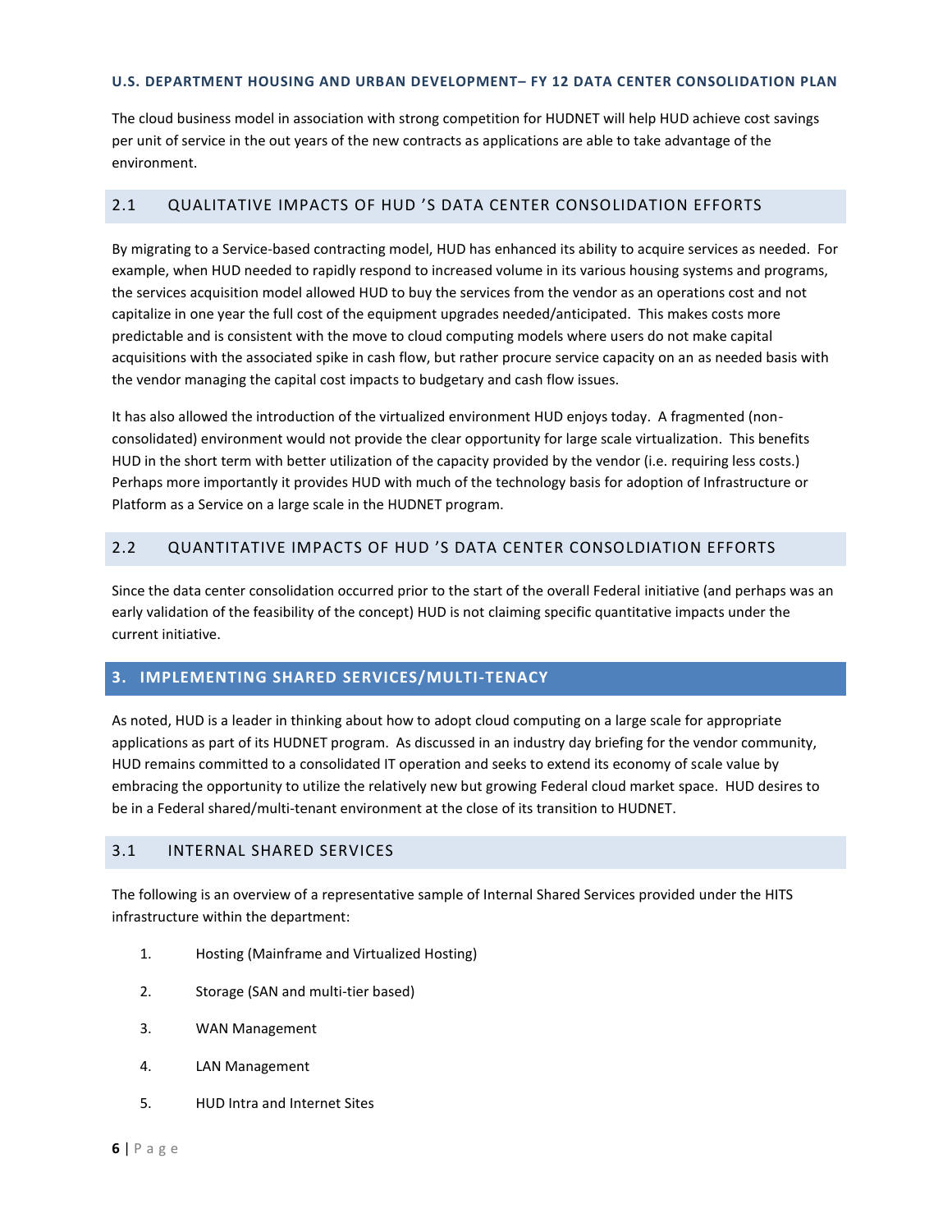The cloud business model in association with strong competition for HUDNET will help HUD achieve cost savings per unit of service in the out years of the new contracts as applications are able to take advantage of the environment.

### 2.1 QUALITATIVE IMPACTS OF HUD 'S DATA CENTER CONSOLIDATION EFFORTS

By migrating to a Service-based contracting model, HUD has enhanced its ability to acquire services as needed. For example, when HUD needed to rapidly respond to increased volume in its various housing systems and programs, the services acquisition model allowed HUD to buy the services from the vendor as an operations cost and not capitalize in one year the full cost of the equipment upgrades needed/anticipated. This makes costs more predictable and is consistent with the move to cloud computing models where users do not make capital acquisitions with the associated spike in cash flow, but rather procure service capacity on an as needed basis with the vendor managing the capital cost impacts to budgetary and cash flow issues.

It has also allowed the introduction of the virtualized environment HUD enjoys today. A fragmented (non-consolidated) environment would not provide the clear opportunity for large scale virtualization. This benefits HUD in the short term with better utilization of the capacity provided by the vendor (i.e. requiring less costs.) Perhaps more importantly it provides HUD with much of the technology basis for adoption of Infrastructure or Platform as a Service on a large scale in the HUDNET program.

### 2.2 QUANTITATIVE IMPACTS OF HUD 'S DATA CENTER CONSOLDIATION EFFORTS

Since the data center consolidation occurred prior to the start of the overall Federal initiative (and perhaps was an early validation of the feasibility of the concept) HUD is not claiming specific quantitative impacts under the current initiative.

## 3. IMPLEMENTING SHARED SERVICES/MULTI-TENACY

As noted, HUD is a leader in thinking about how to adopt cloud computing on a large scale for appropriate applications as part of its HUDNET program. As discussed in an industry day briefing for the vendor community, HUD remains committed to a consolidated IT operation and seeks to extend its economy of scale value by embracing the opportunity to utilize the relatively new but growing Federal cloud market space. HUD desires to be in a Federal shared/multi-tenant environment at the close of its transition to HUDNET.

### 3.1 INTERNAL SHARED SERVICES

The following is an overview of a representative sample of Internal Shared Services provided under the HITS infrastructure within the department:

1. Hosting (Mainframe and Virtualized Hosting)
2. Storage (SAN and multi-tier based)
3. WAN Management
4. LAN Management
5. HUD Intra and Internet Sites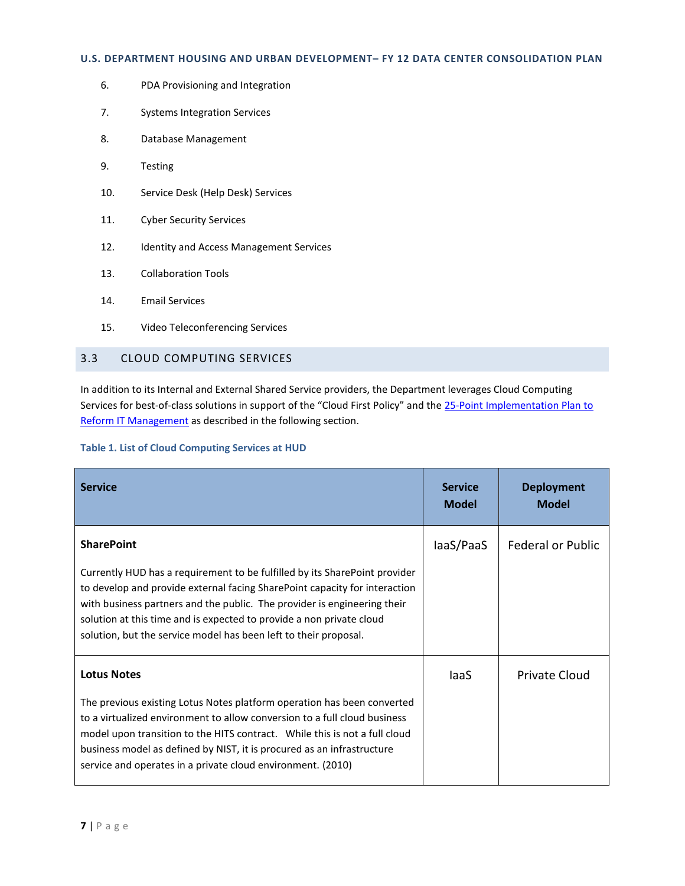6. PDA Provisioning and Integration
7. Systems Integration Services
8. Database Management
9. Testing
10. Service Desk (Help Desk) Services
11. Cyber Security Services
12. Identity and Access Management Services
13. Collaboration Tools
14. Email Services
15. Video Teleconferencing Services

## 3.3 CLOUD COMPUTING SERVICES

In addition to its Internal and External Shared Service providers, the Department leverages Cloud Computing Services for best-of-class solutions in support of the "Cloud First Policy" and the 25-Point Implementation Plan to Reform IT Management as described in the following section.

**Table 1. List of Cloud Computing Services at HUD**

| Service | Service Model | Deployment Model |
|---|---|---|
| **SharePoint**<br><br>Currently HUD has a requirement to be fulfilled by its SharePoint provider to develop and provide external facing SharePoint capacity for interaction with business partners and the public. The provider is engineering their solution at this time and is expected to provide a non private cloud solution, but the service model has been left to their proposal. | IaaS/PaaS | Federal or Public |
| **Lotus Notes**<br><br>The previous existing Lotus Notes platform operation has been converted to a virtualized environment to allow conversion to a full cloud business model upon transition to the HITS contract. While this is not a full cloud business model as defined by NIST, it is procured as an infrastructure service and operates in a private cloud environment. (2010) | IaaS | Private Cloud |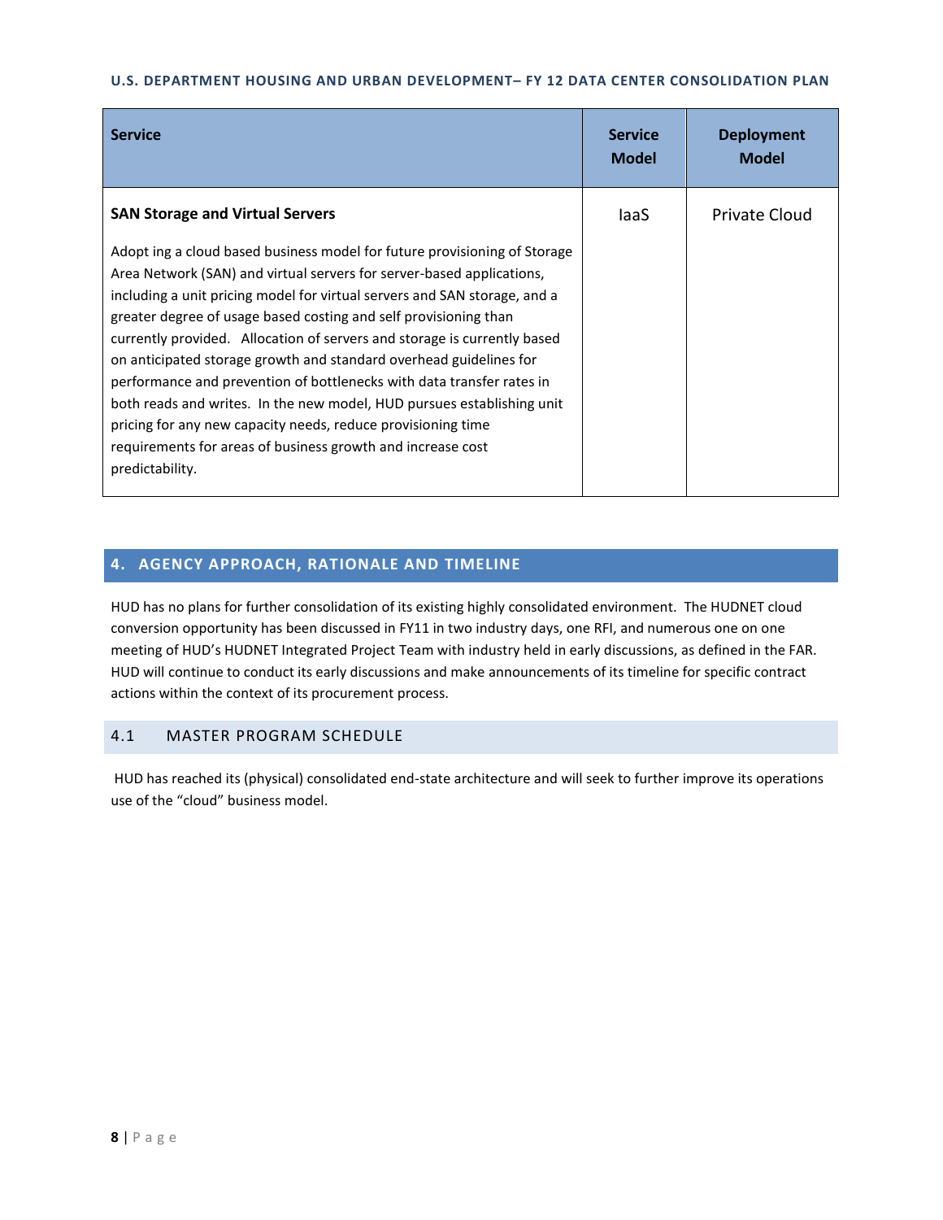| Service | Service Model | Deployment Model |
|---|---|---|
| **SAN Storage and Virtual Servers**<br><br>Adopt ing a cloud based business model for future provisioning of Storage Area Network (SAN) and virtual servers for server-based applications, including a unit pricing model for virtual servers and SAN storage, and a greater degree of usage based costing and self provisioning than currently provided. Allocation of servers and storage is currently based on anticipated storage growth and standard overhead guidelines for performance and prevention of bottlenecks with data transfer rates in both reads and writes. In the new model, HUD pursues establishing unit pricing for any new capacity needs, reduce provisioning time requirements for areas of business growth and increase cost predictability. | IaaS | Private Cloud |

## 4. AGENCY APPROACH, RATIONALE AND TIMELINE

HUD has no plans for further consolidation of its existing highly consolidated environment. The HUDNET cloud conversion opportunity has been discussed in FY11 in two industry days, one RFI, and numerous one on one meeting of HUD's HUDNET Integrated Project Team with industry held in early discussions, as defined in the FAR. HUD will continue to conduct its early discussions and make announcements of its timeline for specific contract actions within the context of its procurement process.

### 4.1 MASTER PROGRAM SCHEDULE

HUD has reached its (physical) consolidated end-state architecture and will seek to further improve its operations use of the "cloud" business model.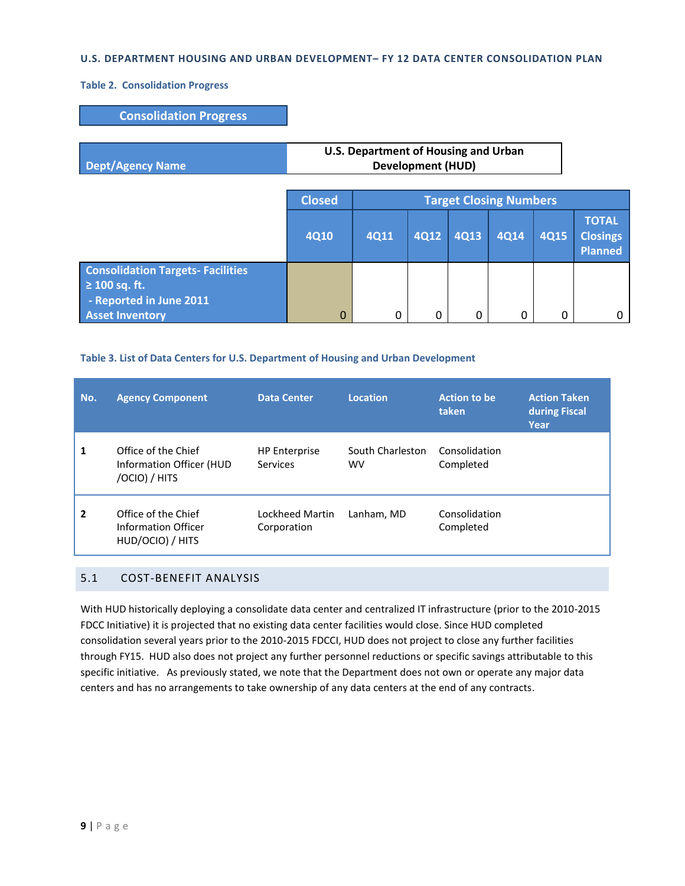**Table 2. Consolidation Progress**

| Consolidation Progress | |
|---|---|
| Dept/Agency Name | U.S. Department of Housing and Urban Development (HUD) |

| | Closed | Target Closing Numbers | | | | | |
|---|---|---|---|---|---|---|---|
| | 4Q10 | 4Q11 | 4Q12 | 4Q13 | 4Q14 | 4Q15 | TOTAL Closings Planned |
| Consolidation Targets- Facilities ≥ 100 sq. ft. - Reported in June 2011 Asset Inventory | 0 | 0 | 0 | 0 | 0 | 0 | 0 |

**Table 3. List of Data Centers for U.S. Department of Housing and Urban Development**

| No. | Agency Component | Data Center | Location | Action to be taken | Action Taken during Fiscal Year |
|---|---|---|---|---|---|
| 1 | Office of the Chief Information Officer (HUD /OCIO) / HITS | HP Enterprise Services | South Charleston WV | Consolidation Completed | |
| 2 | Office of the Chief Information Officer HUD/OCIO) / HITS | Lockheed Martin Corporation | Lanham, MD | Consolidation Completed | |

## 5.1 COST-BENEFIT ANALYSIS

With HUD historically deploying a consolidate data center and centralized IT infrastructure (prior to the 2010-2015 FDCC Initiative) it is projected that no existing data center facilities would close. Since HUD completed consolidation several years prior to the 2010-2015 FDCCI, HUD does not project to close any further facilities through FY15. HUD also does not project any further personnel reductions or specific savings attributable to this specific initiative. As previously stated, we note that the Department does not own or operate any major data centers and has no arrangements to take ownership of any data centers at the end of any contracts.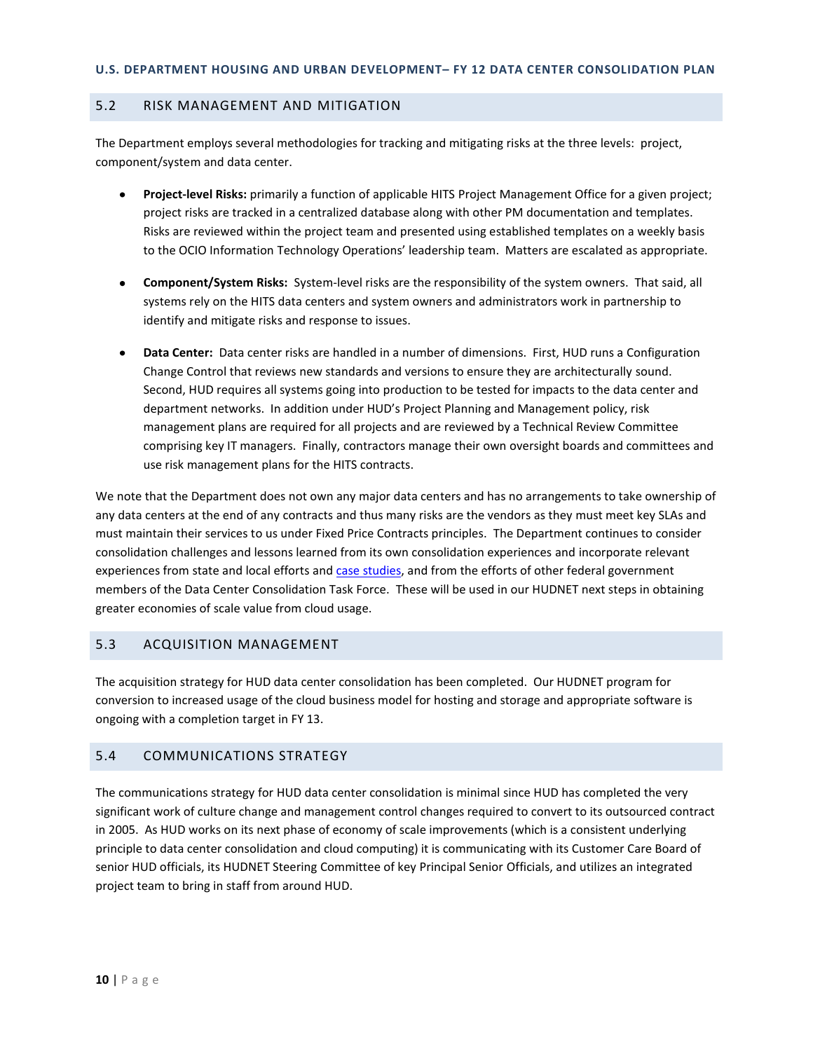## 5.2 RISK MANAGEMENT AND MITIGATION

The Department employs several methodologies for tracking and mitigating risks at the three levels: project, component/system and data center.

- **Project-level Risks:** primarily a function of applicable HITS Project Management Office for a given project; project risks are tracked in a centralized database along with other PM documentation and templates. Risks are reviewed within the project team and presented using established templates on a weekly basis to the OCIO Information Technology Operations' leadership team. Matters are escalated as appropriate.

- **Component/System Risks:** System-level risks are the responsibility of the system owners. That said, all systems rely on the HITS data centers and system owners and administrators work in partnership to identify and mitigate risks and response to issues.

- **Data Center:** Data center risks are handled in a number of dimensions. First, HUD runs a Configuration Change Control that reviews new standards and versions to ensure they are architecturally sound. Second, HUD requires all systems going into production to be tested for impacts to the data center and department networks. In addition under HUD's Project Planning and Management policy, risk management plans are required for all projects and are reviewed by a Technical Review Committee comprising key IT managers. Finally, contractors manage their own oversight boards and committees and use risk management plans for the HITS contracts.

We note that the Department does not own any major data centers and has no arrangements to take ownership of any data centers at the end of any contracts and thus many risks are the vendors as they must meet key SLAs and must maintain their services to us under Fixed Price Contracts principles. The Department continues to consider consolidation challenges and lessons learned from its own consolidation experiences and incorporate relevant experiences from state and local efforts and case studies, and from the efforts of other federal government members of the Data Center Consolidation Task Force. These will be used in our HUDNET next steps in obtaining greater economies of scale value from cloud usage.

## 5.3 ACQUISITION MANAGEMENT

The acquisition strategy for HUD data center consolidation has been completed. Our HUDNET program for conversion to increased usage of the cloud business model for hosting and storage and appropriate software is ongoing with a completion target in FY 13.

## 5.4 COMMUNICATIONS STRATEGY

The communications strategy for HUD data center consolidation is minimal since HUD has completed the very significant work of culture change and management control changes required to convert to its outsourced contract in 2005. As HUD works on its next phase of economy of scale improvements (which is a consistent underlying principle to data center consolidation and cloud computing) it is communicating with its Customer Care Board of senior HUD officials, its HUDNET Steering Committee of key Principal Senior Officials, and utilizes an integrated project team to bring in staff from around HUD.